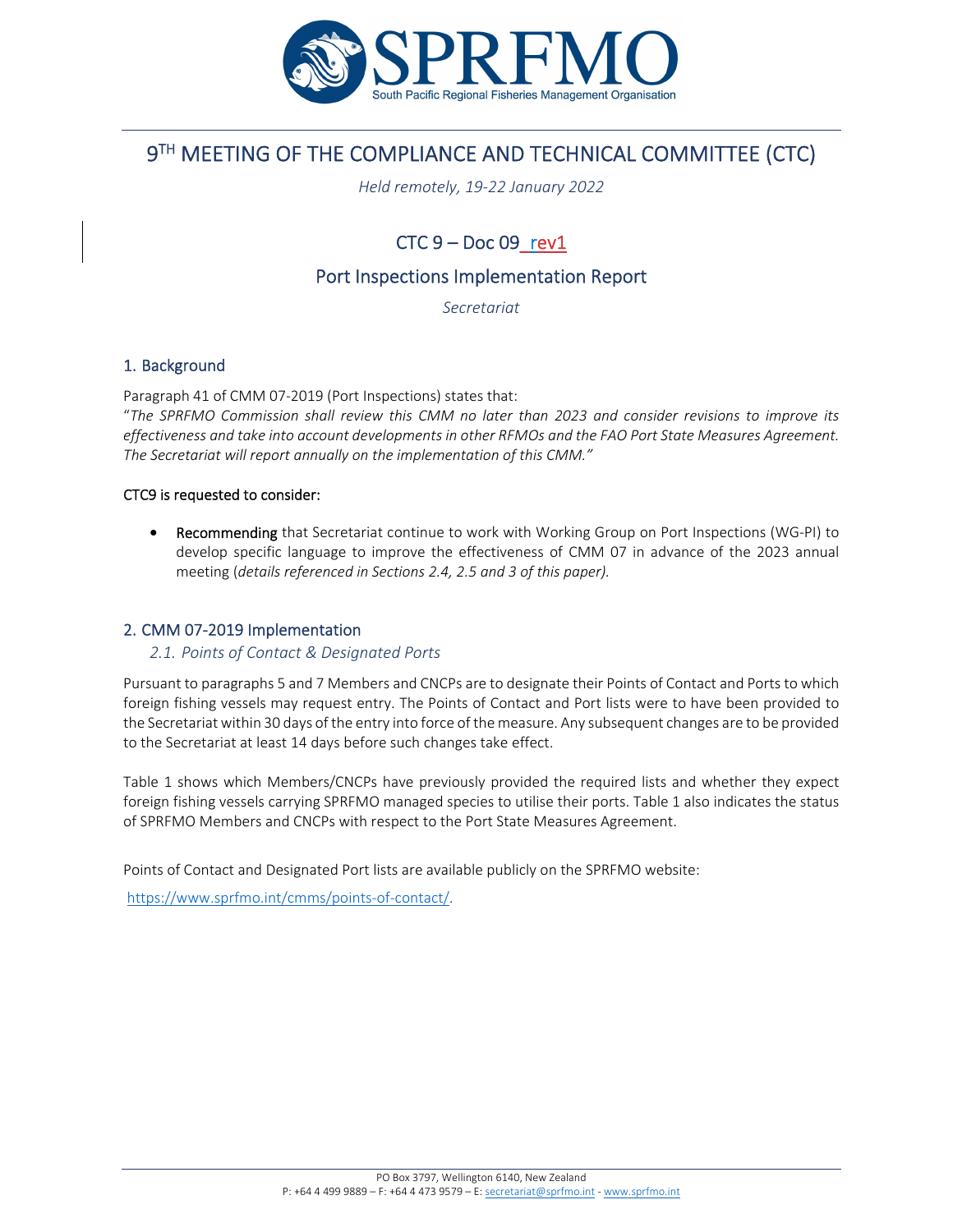# 9TH MEETING OF THE COMPLIANCE AND TECHNICAL COMMITTEE (CTC)

*Held remotely, 19-22 January 2022*

## CTC 9 – Doc 09_rev1

## Port Inspections Implementation Report

*Secretariat*

## 1. Background

Paragraph 41 of CMM 07-2019 (Port Inspections) states that:

"*The SPRFMO Commission shall review this CMM no later than 2023 and consider revisions to improve its effectiveness and take into account developments in other RFMOs and the FAO Port State Measures Agreement. The Secretariat will report annually on the implementation of this CMM.*"

CTC9 is requested to consider:

- **Recommending** that Secretariat continue to work with Working Group on Port Inspections (WG-PI) to develop specific language to improve the effectiveness of CMM 07 in advance of the 2023 annual meeting (*details referenced in Sections 2.4, 2.5 and 3 of this paper).*

## 2. CMM 07-2019 Implementation

### *2.1. Points of Contact & Designated Ports*

Pursuant to paragraphs 5 and 7 Members and CNCPs are to designate their Points of Contact and Ports to which foreign fishing vessels may request entry. The Points of Contact and Port lists were to have been provided to the Secretariat within 30 days of the entry into force of the measure. Any subsequent changes are to be provided to the Secretariat at least 14 days before such changes take effect.

Table 1 shows which Members/CNCPs have previously provided the required lists and whether they expect foreign fishing vessels carrying SPRFMO managed species to utilise their ports. Table 1 also indicates the status of SPRFMO Members and CNCPs with respect to the Port State Measures Agreement.

Points of Contact and Designated Port lists are available publicly on the SPRFMO website:

https://www.sprfmo.int/cmms/points-of-contact/.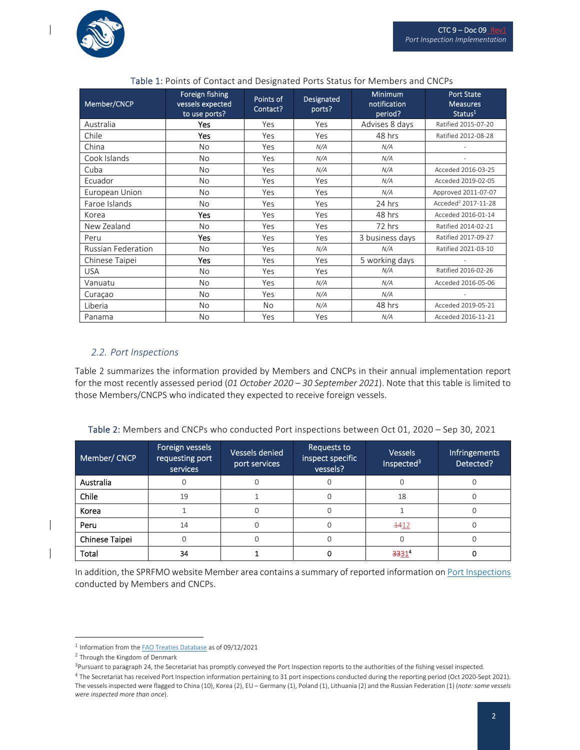Table 1: Points of Contact and Designated Ports Status for Members and CNCPs

| Member/CNCP | Foreign fishing vessels expected to use ports? | Points of Contact? | Designated ports? | Minimum notification period? | Port State Measures Status[1] |
|---|---|---|---|---|---|
| Australia | **Yes** | Yes | Yes | Advises 8 days | Ratified 2015-07-20 |
| Chile | **Yes** | Yes | Yes | 48 hrs | Ratified 2012-08-28 |
| China | No | Yes | *N/A* | *N/A* | - |
| Cook Islands | No | Yes | *N/A* | *N/A* | - |
| Cuba | No | Yes | *N/A* | *N/A* | Acceded 2016-03-25 |
| Ecuador | No | Yes | Yes | *N/A* | Acceded 2019-02-05 |
| European Union | No | Yes | Yes | *N/A* | Approved 2011-07-07 |
| Faroe Islands | No | Yes | Yes | 24 hrs | Acceded[2] 2017-11-28 |
| Korea | **Yes** | Yes | Yes | 48 hrs | Acceded 2016-01-14 |
| New Zealand | No | Yes | Yes | 72 hrs | Ratified 2014-02-21 |
| Peru | **Yes** | Yes | Yes | 3 business days | Ratified 2017-09-27 |
| Russian Federation | No | Yes | *N/A* | *N/A* | Ratified 2021-03-10 |
| Chinese Taipei | **Yes** | Yes | Yes | 5 working days | - |
| USA | No | Yes | Yes | *N/A* | Ratified 2016-02-26 |
| Vanuatu | No | Yes | *N/A* | *N/A* | Acceded 2016-05-06 |
| Curaçao | No | Yes | *N/A* | *N/A* | - |
| Liberia | No | No | *N/A* | 48 hrs | Acceded 2019-05-21 |
| Panama | No | Yes | Yes | *N/A* | Acceded 2016-11-21 |

## 2.2. Port Inspections

Table 2 summarizes the information provided by Members and CNCPs in their annual implementation report for the most recently assessed period (*01 October 2020 – 30 September 2021*). Note that this table is limited to those Members/CNCPS who indicated they expected to receive foreign vessels.

Table 2: Members and CNCPs who conducted Port inspections between Oct 01, 2020 – Sep 30, 2021

| Member/ CNCP | Foreign vessels requesting port services | Vessels denied port services | Requests to inspect specific vessels? | Vessels Inspected[3] | Infringements Detected? |
|---|---|---|---|---|---|
| **Australia** | 0 | 0 | 0 | 0 | 0 |
| **Chile** | 19 | 1 | 0 | 18 | 0 |
| **Korea** | 1 | 0 | 0 | 1 | 0 |
| **Peru** | 14 | 0 | 0 | ~~14~~12 | 0 |
| **Chinese Taipei** | 0 | 0 | 0 | 0 | 0 |
| **Total** | **34** | **1** | **0** | ~~33~~31[4] | **0** |

In addition, the SPRFMO website Member area contains a summary of reported information on Port Inspections conducted by Members and CNCPs.

[1] Information from the FAO Treaties Database as of 09/12/2021

[2] Through the Kingdom of Denmark

[3] Pursuant to paragraph 24, the Secretariat has promptly conveyed the Port Inspection reports to the authorities of the fishing vessel inspected.

[4] The Secretariat has received Port Inspection information pertaining to 31 port inspections conducted during the reporting period (Oct 2020-Sept 2021). The vessels inspected were flagged to China (10), Korea (2), EU – Germany (1), Poland (1), Lithuania (2) and the Russian Federation (1) (*note: some vessels were inspected more than once*).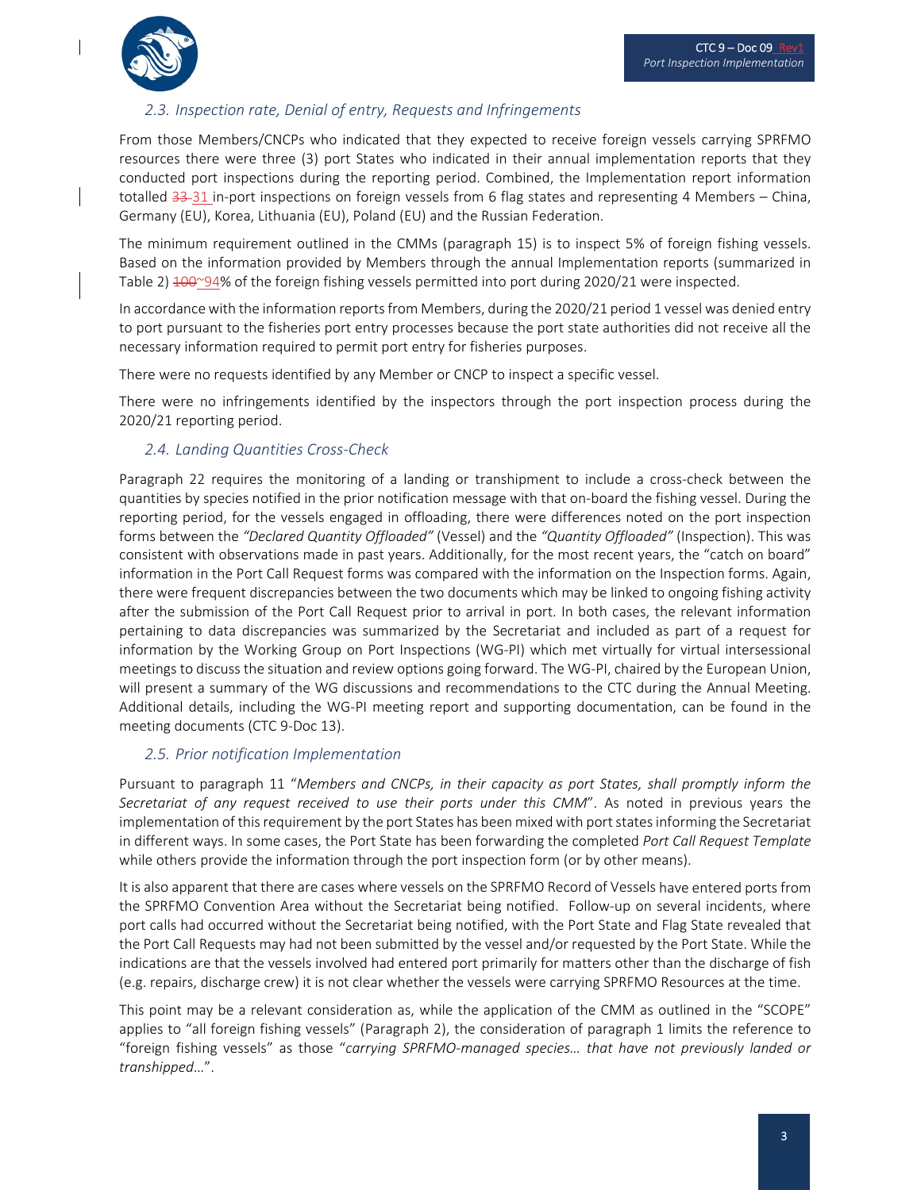### 2.3. Inspection rate, Denial of entry, Requests and Infringements

From those Members/CNCPs who indicated that they expected to receive foreign vessels carrying SPRFMO resources there were three (3) port States who indicated in their annual implementation reports that they conducted port inspections during the reporting period. Combined, the Implementation report information totalled ~~33~~ 31 in-port inspections on foreign vessels from 6 flag states and representing 4 Members – China, Germany (EU), Korea, Lithuania (EU), Poland (EU) and the Russian Federation.

The minimum requirement outlined in the CMMs (paragraph 15) is to inspect 5% of foreign fishing vessels. Based on the information provided by Members through the annual Implementation reports (summarized in Table 2) ~~100~~~94% of the foreign fishing vessels permitted into port during 2020/21 were inspected.

In accordance with the information reports from Members, during the 2020/21 period 1 vessel was denied entry to port pursuant to the fisheries port entry processes because the port state authorities did not receive all the necessary information required to permit port entry for fisheries purposes.

There were no requests identified by any Member or CNCP to inspect a specific vessel.

There were no infringements identified by the inspectors through the port inspection process during the 2020/21 reporting period.

### 2.4. Landing Quantities Cross-Check

Paragraph 22 requires the monitoring of a landing or transhipment to include a cross-check between the quantities by species notified in the prior notification message with that on-board the fishing vessel. During the reporting period, for the vessels engaged in offloading, there were differences noted on the port inspection forms between the *"Declared Quantity Offloaded"* (Vessel) and the *"Quantity Offloaded"* (Inspection). This was consistent with observations made in past years. Additionally, for the most recent years, the "catch on board" information in the Port Call Request forms was compared with the information on the Inspection forms. Again, there were frequent discrepancies between the two documents which may be linked to ongoing fishing activity after the submission of the Port Call Request prior to arrival in port. In both cases, the relevant information pertaining to data discrepancies was summarized by the Secretariat and included as part of a request for information by the Working Group on Port Inspections (WG-PI) which met virtually for virtual intersessional meetings to discuss the situation and review options going forward. The WG-PI, chaired by the European Union, will present a summary of the WG discussions and recommendations to the CTC during the Annual Meeting. Additional details, including the WG-PI meeting report and supporting documentation, can be found in the meeting documents (CTC 9-Doc 13).

### 2.5. Prior notification Implementation

Pursuant to paragraph 11 "*Members and CNCPs, in their capacity as port States, shall promptly inform the Secretariat of any request received to use their ports under this CMM*". As noted in previous years the implementation of this requirement by the port States has been mixed with port states informing the Secretariat in different ways. In some cases, the Port State has been forwarding the completed *Port Call Request Template* while others provide the information through the port inspection form (or by other means).

It is also apparent that there are cases where vessels on the SPRFMO Record of Vessels have entered ports from the SPRFMO Convention Area without the Secretariat being notified. Follow-up on several incidents, where port calls had occurred without the Secretariat being notified, with the Port State and Flag State revealed that the Port Call Requests may had not been submitted by the vessel and/or requested by the Port State. While the indications are that the vessels involved had entered port primarily for matters other than the discharge of fish (e.g. repairs, discharge crew) it is not clear whether the vessels were carrying SPRFMO Resources at the time.

This point may be a relevant consideration as, while the application of the CMM as outlined in the "SCOPE" applies to "all foreign fishing vessels" (Paragraph 2), the consideration of paragraph 1 limits the reference to "foreign fishing vessels" as those "*carrying SPRFMO-managed species… that have not previously landed or transhipped…*".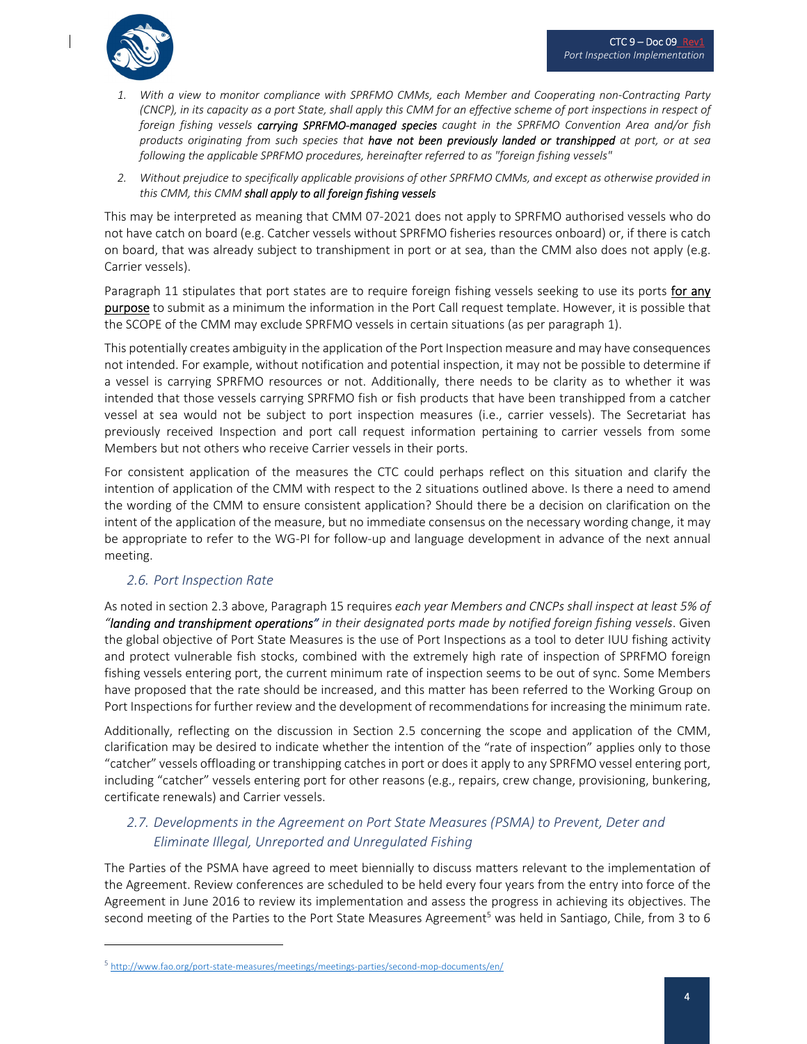1. *With a view to monitor compliance with SPRFMO CMMs, each Member and Cooperating non-Contracting Party (CNCP), in its capacity as a port State, shall apply this CMM for an effective scheme of port inspections in respect of foreign fishing vessels* ***carrying SPRFMO-managed species*** *caught in the SPRFMO Convention Area and/or fish products originating from such species that* ***have not been previously landed or transhipped*** *at port, or at sea following the applicable SPRFMO procedures, hereinafter referred to as "foreign fishing vessels"*
2. *Without prejudice to specifically applicable provisions of other SPRFMO CMMs, and except as otherwise provided in this CMM, this CMM* ***shall apply to all foreign fishing vessels***

This may be interpreted as meaning that CMM 07-2021 does not apply to SPRFMO authorised vessels who do not have catch on board (e.g. Catcher vessels without SPRFMO fisheries resources onboard) or, if there is catch on board, that was already subject to transhipment in port or at sea, than the CMM also does not apply (e.g. Carrier vessels).

Paragraph 11 stipulates that port states are to require foreign fishing vessels seeking to use its ports **for any purpose** to submit as a minimum the information in the Port Call request template. However, it is possible that the SCOPE of the CMM may exclude SPRFMO vessels in certain situations (as per paragraph 1).

This potentially creates ambiguity in the application of the Port Inspection measure and may have consequences not intended. For example, without notification and potential inspection, it may not be possible to determine if a vessel is carrying SPRFMO resources or not. Additionally, there needs to be clarity as to whether it was intended that those vessels carrying SPRFMO fish or fish products that have been transhipped from a catcher vessel at sea would not be subject to port inspection measures (i.e., carrier vessels). The Secretariat has previously received Inspection and port call request information pertaining to carrier vessels from some Members but not others who receive Carrier vessels in their ports.

For consistent application of the measures the CTC could perhaps reflect on this situation and clarify the intention of application of the CMM with respect to the 2 situations outlined above. Is there a need to amend the wording of the CMM to ensure consistent application? Should there be a decision on clarification on the intent of the application of the measure, but no immediate consensus on the necessary wording change, it may be appropriate to refer to the WG-PI for follow-up and language development in advance of the next annual meeting.

### 2.6. Port Inspection Rate

As noted in section 2.3 above, Paragraph 15 requires *each year Members and CNCPs shall inspect at least 5% of "****landing and transhipment operations****" in their designated ports made by notified foreign fishing vessels*. Given the global objective of Port State Measures is the use of Port Inspections as a tool to deter IUU fishing activity and protect vulnerable fish stocks, combined with the extremely high rate of inspection of SPRFMO foreign fishing vessels entering port, the current minimum rate of inspection seems to be out of sync. Some Members have proposed that the rate should be increased, and this matter has been referred to the Working Group on Port Inspections for further review and the development of recommendations for increasing the minimum rate.

Additionally, reflecting on the discussion in Section 2.5 concerning the scope and application of the CMM, clarification may be desired to indicate whether the intention of the "rate of inspection" applies only to those "catcher" vessels offloading or transhipping catches in port or does it apply to any SPRFMO vessel entering port, including "catcher" vessels entering port for other reasons (e.g., repairs, crew change, provisioning, bunkering, certificate renewals) and Carrier vessels.

### 2.7. Developments in the Agreement on Port State Measures (PSMA) to Prevent, Deter and Eliminate Illegal, Unreported and Unregulated Fishing

The Parties of the PSMA have agreed to meet biennially to discuss matters relevant to the implementation of the Agreement. Review conferences are scheduled to be held every four years from the entry into force of the Agreement in June 2016 to review its implementation and assess the progress in achieving its objectives. The second meeting of the Parties to the Port State Measures Agreement[5] was held in Santiago, Chile, from 3 to 6

[5] http://www.fao.org/port-state-measures/meetings/meetings-parties/second-mop-documents/en/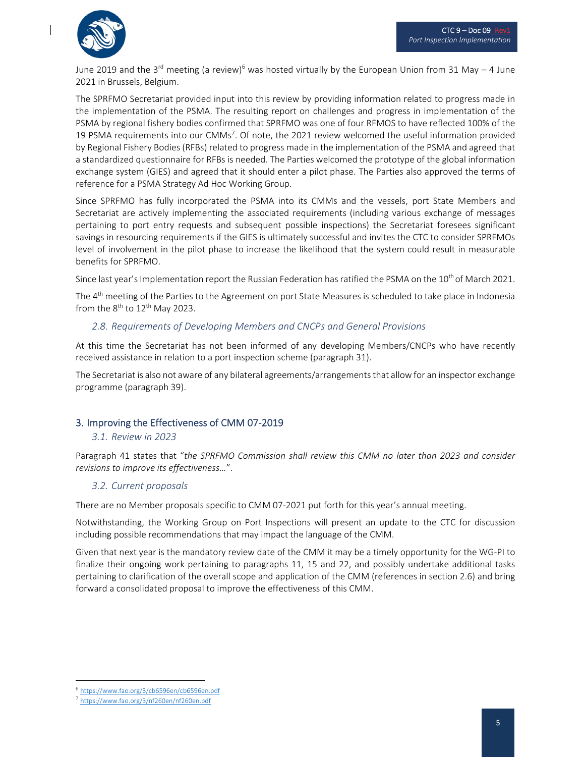June 2019 and the 3rd meeting (a review)[6] was hosted virtually by the European Union from 31 May – 4 June 2021 in Brussels, Belgium.

The SPRFMO Secretariat provided input into this review by providing information related to progress made in the implementation of the PSMA. The resulting report on challenges and progress in implementation of the PSMA by regional fishery bodies confirmed that SPRFMO was one of four RFMOS to have reflected 100% of the 19 PSMA requirements into our CMMs[7]. Of note, the 2021 review welcomed the useful information provided by Regional Fishery Bodies (RFBs) related to progress made in the implementation of the PSMA and agreed that a standardized questionnaire for RFBs is needed. The Parties welcomed the prototype of the global information exchange system (GIES) and agreed that it should enter a pilot phase. The Parties also approved the terms of reference for a PSMA Strategy Ad Hoc Working Group.

Since SPRFMO has fully incorporated the PSMA into its CMMs and the vessels, port State Members and Secretariat are actively implementing the associated requirements (including various exchange of messages pertaining to port entry requests and subsequent possible inspections) the Secretariat foresees significant savings in resourcing requirements if the GIES is ultimately successful and invites the CTC to consider SPRFMOs level of involvement in the pilot phase to increase the likelihood that the system could result in measurable benefits for SPRFMO.

Since last year's Implementation report the Russian Federation has ratified the PSMA on the 10th of March 2021.

The 4th meeting of the Parties to the Agreement on port State Measures is scheduled to take place in Indonesia from the 8th to 12th May 2023.

### *2.8. Requirements of Developing Members and CNCPs and General Provisions*

At this time the Secretariat has not been informed of any developing Members/CNCPs who have recently received assistance in relation to a port inspection scheme (paragraph 31).

The Secretariat is also not aware of any bilateral agreements/arrangements that allow for an inspector exchange programme (paragraph 39).

## 3. Improving the Effectiveness of CMM 07-2019

### *3.1. Review in 2023*

Paragraph 41 states that "*the SPRFMO Commission shall review this CMM no later than 2023 and consider revisions to improve its effectiveness…*".

### *3.2. Current proposals*

There are no Member proposals specific to CMM 07-2021 put forth for this year's annual meeting.

Notwithstanding, the Working Group on Port Inspections will present an update to the CTC for discussion including possible recommendations that may impact the language of the CMM.

Given that next year is the mandatory review date of the CMM it may be a timely opportunity for the WG-PI to finalize their ongoing work pertaining to paragraphs 11, 15 and 22, and possibly undertake additional tasks pertaining to clarification of the overall scope and application of the CMM (references in section 2.6) and bring forward a consolidated proposal to improve the effectiveness of this CMM.

---

[6] https://www.fao.org/3/cb6596en/cb6596en.pdf

[7] https://www.fao.org/3/nf260en/nf260en.pdf